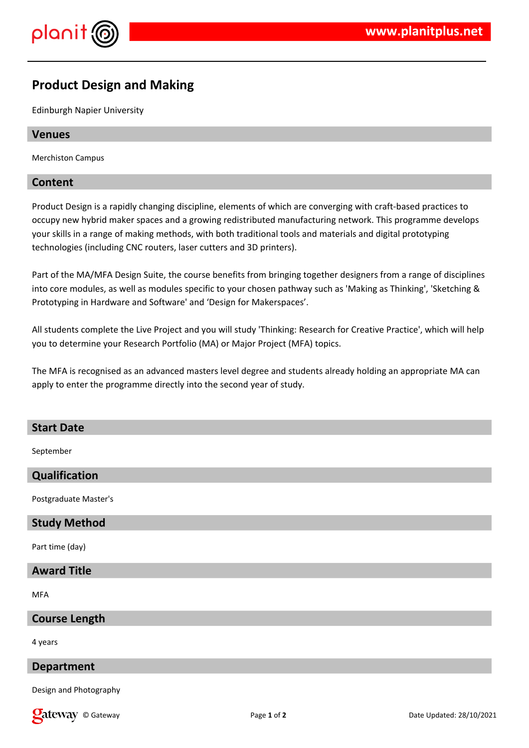# Product Design and Making

Edinburgh Napier University

## Venues

Merchiston Campus

## Content

Product Design is a rapidly changing discipline, elements of which are converging with craft-based practices to occupy new hybrid maker spaces and a growing redistributed manufacturing network. This programme develops your skills in a range of making methods, with both traditional tools and materials and digital prototyping technologies (including CNC routers, laser cutters and 3D printers).

Part of the MA/MFA Design Suite, the course benefits from bringing together designers from a range of disciplines into core modules, as well as modules specific to your chosen pathway such as 'Making as Thinking', 'Sketching & Prototyping in Hardware and Software' and 'Design for Makerspaces'.

All students complete the Live Project and you will study 'Thinking: Research for Creative Practice', which will help you to determine your Research Portfolio (MA) or Major Project (MFA) topics.

The MFA is recognised as an advanced masters level degree and students already holding an appropriate MA can apply to enter the programme directly into the second year of study.

## Start Date

September

## Qualification

Postgraduate Master's

## Study Method

Part time (day)

## Award Title

MFA

## Course Length

4 years

## Department

Design and Photography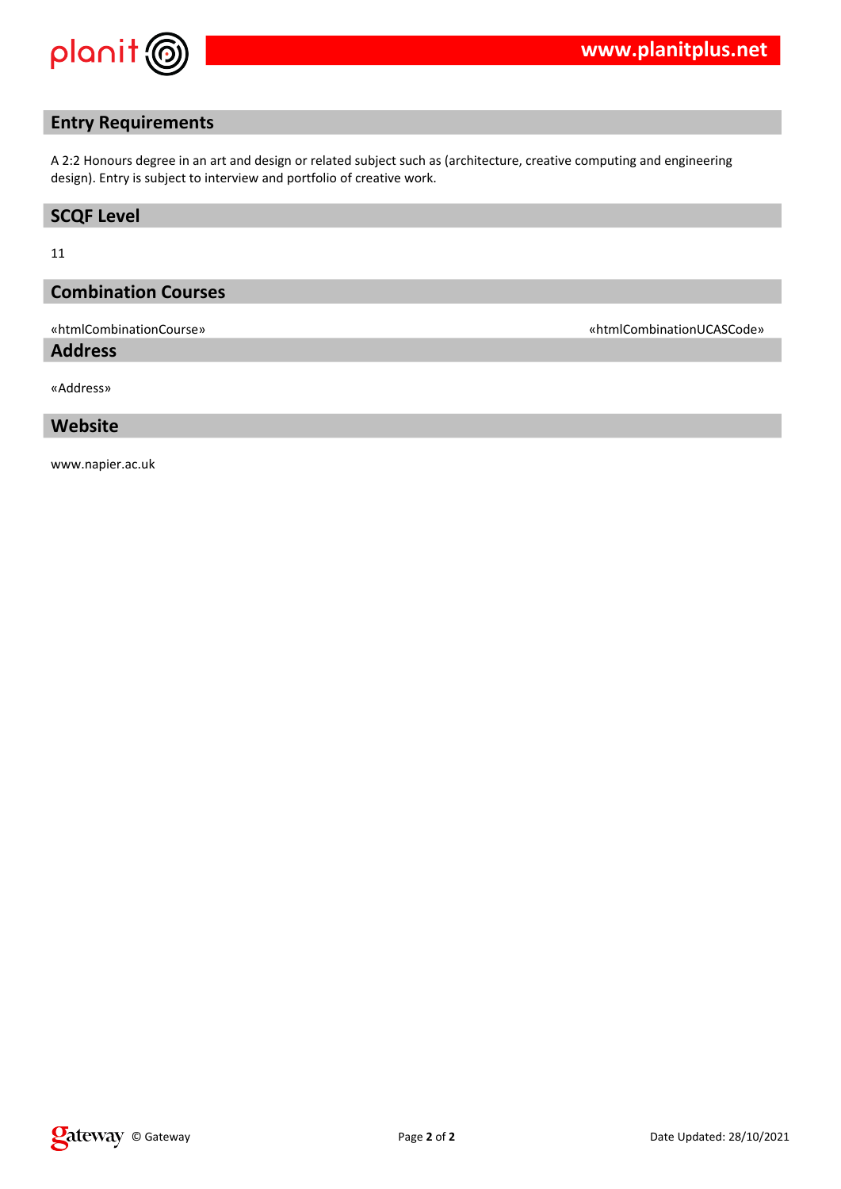## Entry Requirements

A 2:2 Honours degree in an art and design or related subject such as (architecture, creative computing and engineering design). Entry is subject to interview and portfolio of creative work.

## SCQF Level

11

## Combination Courses

«htmlCombinationCourse» «htmlCombinationUCASCode»

## Address

«Address»

## Website

www.napier.ac.uk